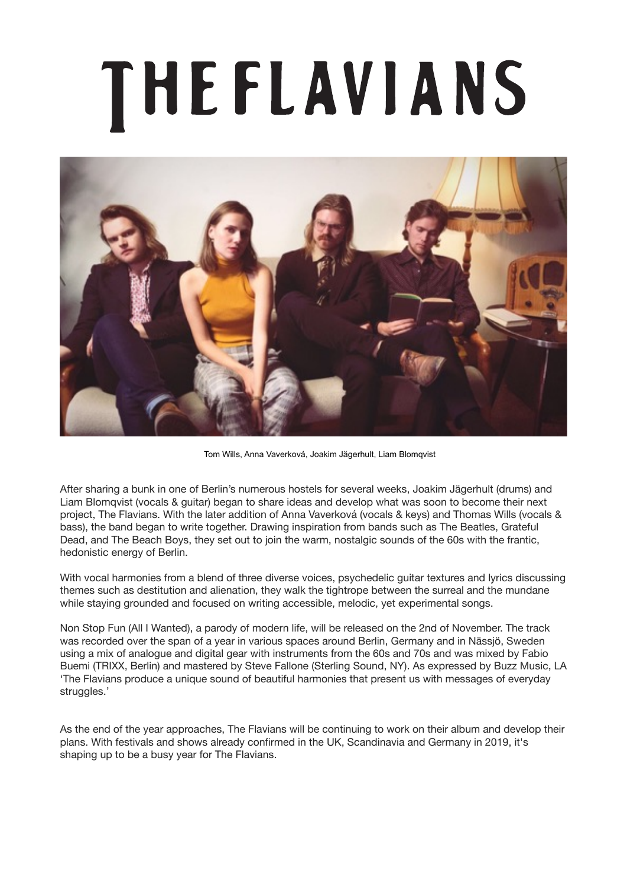# THE FLAVIANS

Tom Wills, Anna Vaverková, Joakim Jägerhult, Liam Blomqvist

After sharing a bunk in one of Berlin's numerous hostels for several weeks, Joakim Jägerhult (drums) and Liam Blomqvist (vocals & guitar) began to share ideas and develop what was soon to become their next project, The Flavians. With the later addition of Anna Vaverková (vocals & keys) and Thomas Wills (vocals & bass), the band began to write together. Drawing inspiration from bands such as The Beatles, Grateful Dead, and The Beach Boys, they set out to join the warm, nostalgic sounds of the 60s with the frantic, hedonistic energy of Berlin.

With vocal harmonies from a blend of three diverse voices, psychedelic guitar textures and lyrics discussing themes such as destitution and alienation, they walk the tightrope between the surreal and the mundane while staying grounded and focused on writing accessible, melodic, yet experimental songs.

Non Stop Fun (All I Wanted), a parody of modern life, will be released on the 2nd of November. The track was recorded over the span of a year in various spaces around Berlin, Germany and in Nässjö, Sweden using a mix of analogue and digital gear with instruments from the 60s and 70s and was mixed by Fabio Buemi (TRIXX, Berlin) and mastered by Steve Fallone (Sterling Sound, NY). As expressed by Buzz Music, LA 'The Flavians produce a unique sound of beautiful harmonies that present us with messages of everyday struggles.'

As the end of the year approaches, The Flavians will be continuing to work on their album and develop their plans. With festivals and shows already confirmed in the UK, Scandinavia and Germany in 2019, it's shaping up to be a busy year for The Flavians.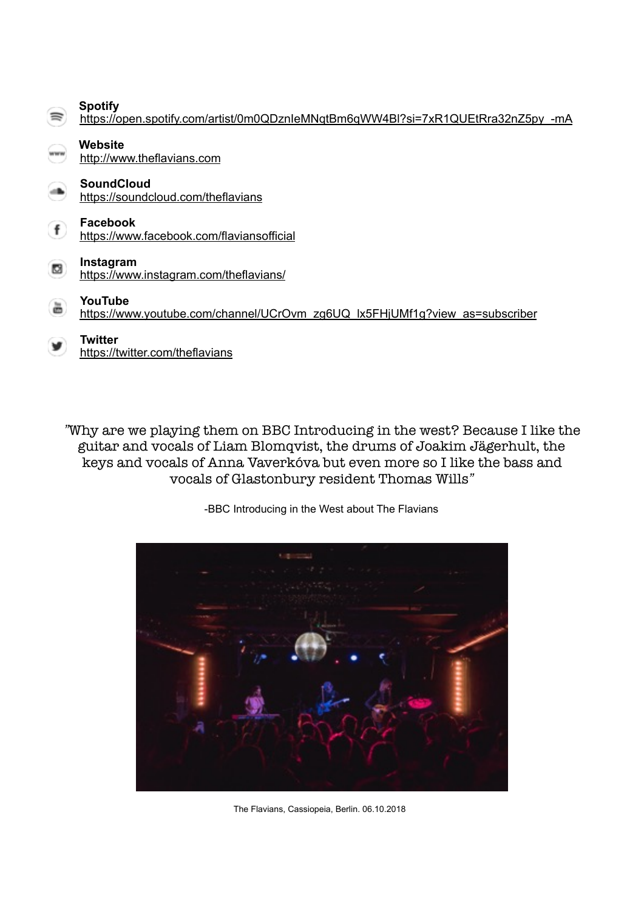**Spotify**
https://open.spotify.com/artist/0m0QDznIeMNqtBm6qWW4BI?si=7xR1QUEtRra32nZ5py_-mA

**Website**
http://www.theflavians.com

**SoundCloud**
https://soundcloud.com/theflavians

**Facebook**
https://www.facebook.com/flaviansofficial

**Instagram**
https://www.instagram.com/theflavians/

**YouTube**
https://www.youtube.com/channel/UCrOvm_zg6UQ_lx5FHjUMf1g?view_as=subscriber

**Twitter**
https://twitter.com/theflavians

"Why are we playing them on BBC Introducing in the west? Because I like the guitar and vocals of Liam Blomqvist, the drums of Joakim Jägerhult, the keys and vocals of Anna Vaverkóva but even more so I like the bass and vocals of Glastonbury resident Thomas Wills"

-BBC Introducing in the West about The Flavians

The Flavians, Cassiopeia, Berlin. 06.10.2018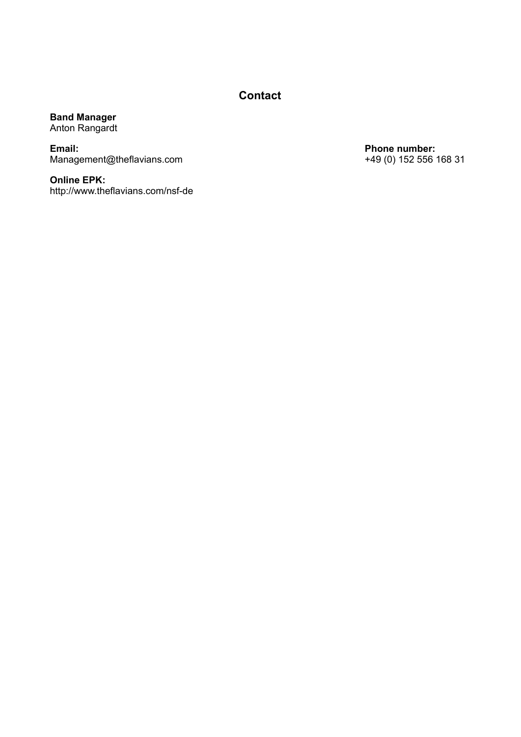## Contact

**Band Manager**
Anton Rangardt

**Email:**
Management@theflavians.com

**Phone number:**
+49 (0) 152 556 168 31

**Online EPK:**
http://www.theflavians.com/nsf-de